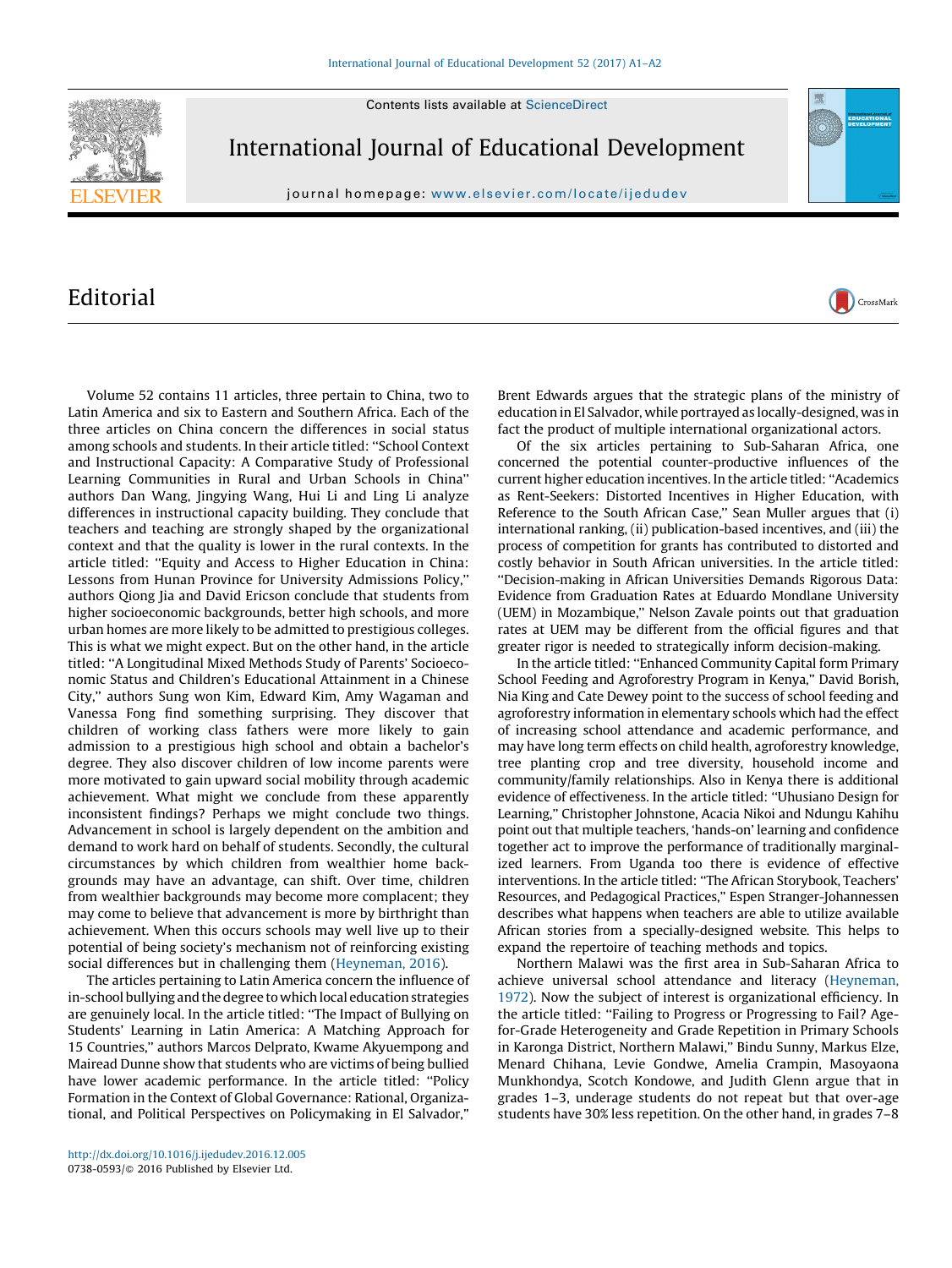# Editorial

Volume 52 contains 11 articles, three pertain to China, two to Latin America and six to Eastern and Southern Africa. Each of the three articles on China concern the differences in social status among schools and students. In their article titled: "School Context and Instructional Capacity: A Comparative Study of Professional Learning Communities in Rural and Urban Schools in China" authors Dan Wang, Jingying Wang, Hui Li and Ling Li analyze differences in instructional capacity building. They conclude that teachers and teaching are strongly shaped by the organizational context and that the quality is lower in the rural contexts. In the article titled: "Equity and Access to Higher Education in China: Lessons from Hunan Province for University Admissions Policy," authors Qiong Jia and David Ericson conclude that students from higher socioeconomic backgrounds, better high schools, and more urban homes are more likely to be admitted to prestigious colleges. This is what we might expect. But on the other hand, in the article titled: "A Longitudinal Mixed Methods Study of Parents' Socioeconomic Status and Children's Educational Attainment in a Chinese City," authors Sung won Kim, Edward Kim, Amy Wagaman and Vanessa Fong find something surprising. They discover that children of working class fathers were more likely to gain admission to a prestigious high school and obtain a bachelor's degree. They also discover children of low income parents were more motivated to gain upward social mobility through academic achievement. What might we conclude from these apparently inconsistent findings? Perhaps we might conclude two things. Advancement in school is largely dependent on the ambition and demand to work hard on behalf of students. Secondly, the cultural circumstances by which children from wealthier home backgrounds may have an advantage, can shift. Over time, children from wealthier backgrounds may become more complacent; they may come to believe that advancement is more by birthright than achievement. When this occurs schools may well live up to their potential of being society's mechanism not of reinforcing existing social differences but in challenging them (Heyneman, 2016).

The articles pertaining to Latin America concern the influence of in-school bullying and the degree to which local education strategies are genuinely local. In the article titled: "The Impact of Bullying on Students' Learning in Latin America: A Matching Approach for 15 Countries," authors Marcos Delprato, Kwame Akyeampong and Mairead Dunne show that students who are victims of being bullied have lower academic performance. In the article titled: "Policy Formation in the Context of Global Governance: Rational, Organizational, and Political Perspectives on Policymaking in El Salvador," Brent Edwards argues that the strategic plans of the ministry of education in El Salvador, while portrayed as locally-designed, was in fact the product of multiple international organizational actors.

Of the six articles pertaining to Sub-Saharan Africa, one concerned the potential counter-productive influences of the current higher education incentives. In the article titled: "Academics as Rent-Seekers: Distorted Incentives in Higher Education, with Reference to the South African Case," Sean Muller argues that (i) international ranking, (ii) publication-based incentives, and (iii) the process of competition for grants has contributed to distorted and costly behavior in South African universities. In the article titled: "Decision-making in African Universities Demands Rigorous Data: Evidence from Graduation Rates at Eduardo Mondlane University (UEM) in Mozambique," Nelson Zavale points out that graduation rates at UEM may be different from the official figures and that greater rigor is needed to strategically inform decision-making.

In the article titled: "Enhanced Community Capital form Primary School Feeding and Agroforestry Program in Kenya," David Borish, Nia King and Cate Dewey point to the success of school feeding and agroforestry information in elementary schools which had the effect of increasing school attendance and academic performance, and may have long term effects on child health, agroforestry knowledge, tree planting crop and tree diversity, household income and community/family relationships. Also in Kenya there is additional evidence of effectiveness. In the article titled: "Uhusiano Design for Learning," Christopher Johnstone, Acacia Nikoi and Ndungu Kahihu point out that multiple teachers, 'hands-on' learning and confidence together act to improve the performance of traditionally marginalized learners. From Uganda too there is evidence of effective interventions. In the article titled: "The African Storybook, Teachers' Resources, and Pedagogical Practices," Espen Stranger-Johannessen describes what happens when teachers are able to utilize available African stories from a specially-designed website. This helps to expand the repertoire of teaching methods and topics.

Northern Malawi was the first area in Sub-Saharan Africa to achieve universal school attendance and literacy (Heyneman, 1972). Now the subject of interest is organizational efficiency. In the article titled: "Failing to Progress or Progressing to Fail? Age-for-Grade Heterogeneity and Grade Repetition in Primary Schools in Karonga District, Northern Malawi," Bindu Sunny, Markus Elze, Menard Chihana, Levie Gondwe, Amelia Crampin, Masoyaona Munkhondya, Scotch Kondowe, and Judith Glenn argue that in grades 1–3, underage students do not repeat but that over-age students have 30% less repetition. On the other hand, in grades 7–8

http://dx.doi.org/10.1016/j.ijedudev.2016.12.005
0738-0593/© 2016 Published by Elsevier Ltd.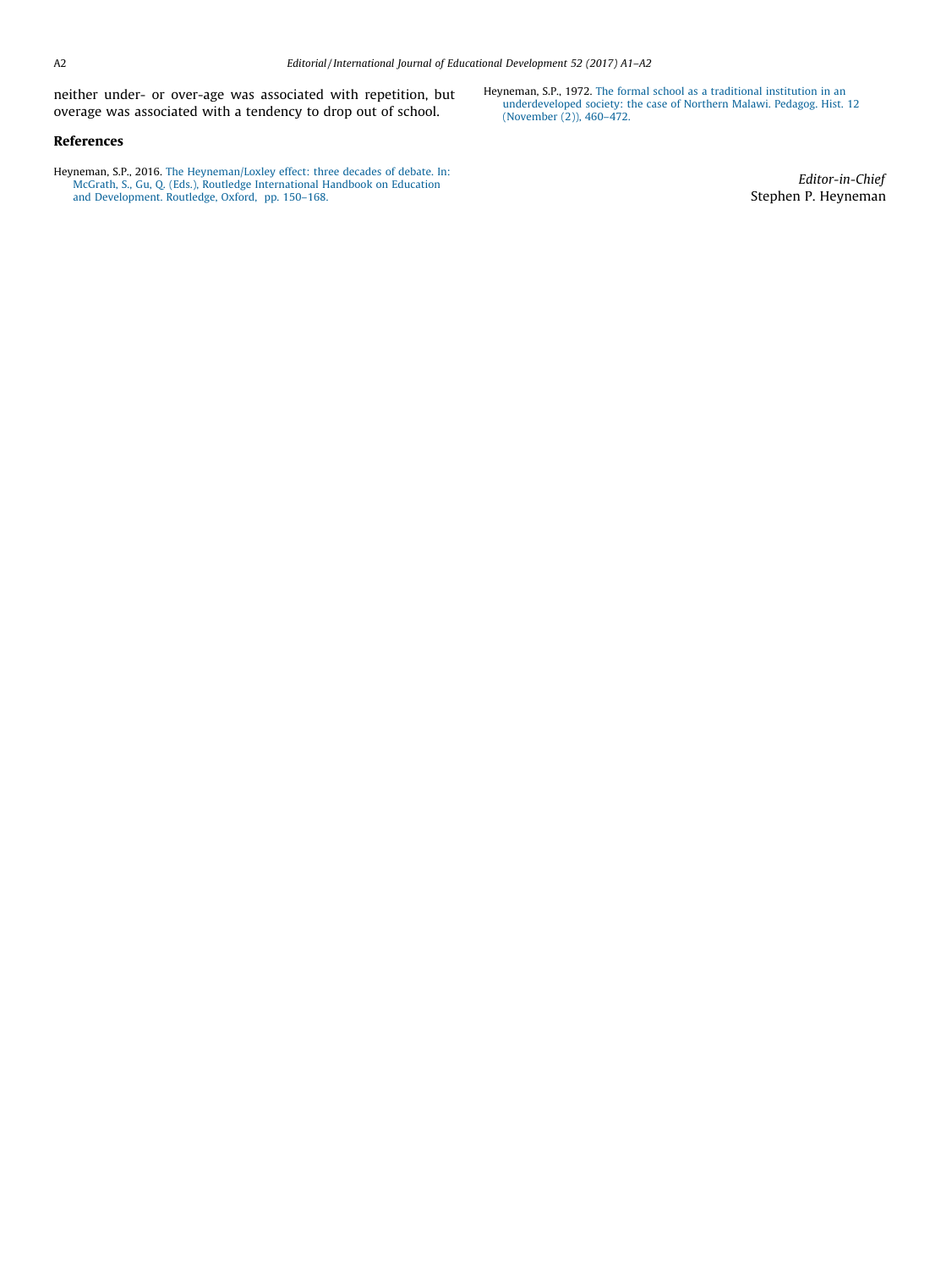neither under- or over-age was associated with repetition, but overage was associated with a tendency to drop out of school.

## References

Heyneman, S.P., 2016. The Heyneman/Loxley effect: three decades of debate. In: McGrath, S., Gu, Q. (Eds.), Routledge International Handbook on Education and Development. Routledge, Oxford, pp. 150–168.

Heyneman, S.P., 1972. The formal school as a traditional institution in an underdeveloped society: the case of Northern Malawi. Pedagog. Hist. 12 (November (2)), 460–472.

*Editor-in-Chief*
Stephen P. Heyneman